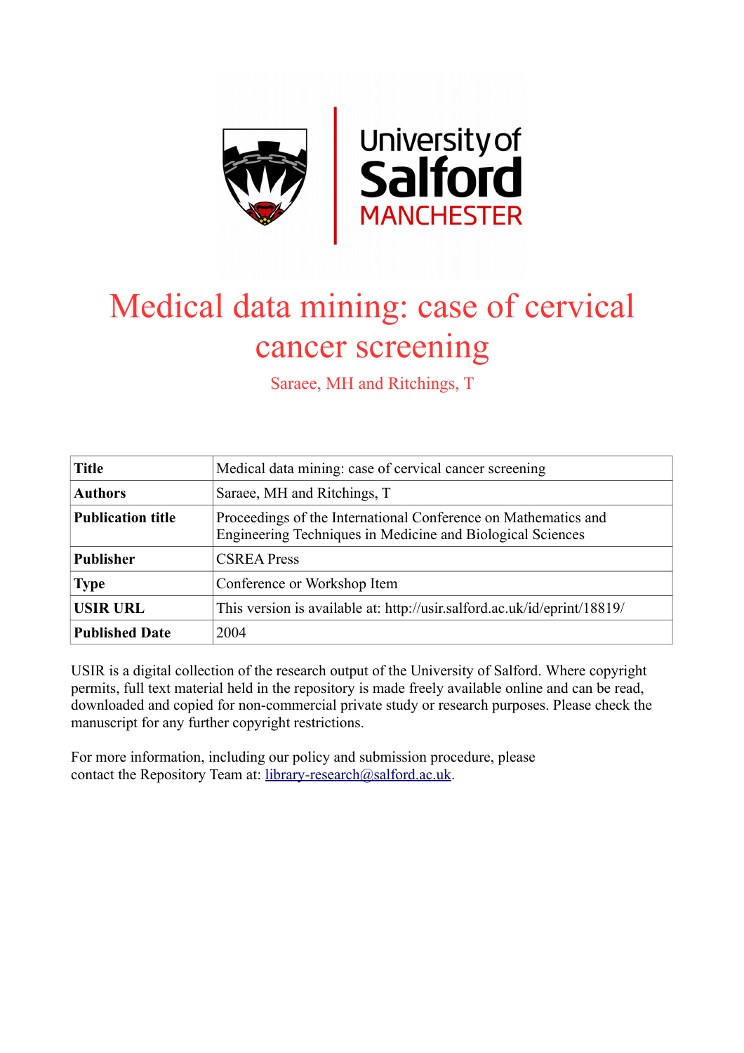# Medical data mining: case of cervical cancer screening

Saraee, MH and Ritchings, T

| Title | Medical data mining: case of cervical cancer screening |
|---|---|
| Authors | Saraee, MH and Ritchings, T |
| Publication title | Proceedings of the International Conference on Mathematics and Engineering Techniques in Medicine and Biological Sciences |
| Publisher | CSREA Press |
| Type | Conference or Workshop Item |
| USIR URL | This version is available at: http://usir.salford.ac.uk/id/eprint/18819/ |
| Published Date | 2004 |

USIR is a digital collection of the research output of the University of Salford. Where copyright permits, full text material held in the repository is made freely available online and can be read, downloaded and copied for non-commercial private study or research purposes. Please check the manuscript for any further copyright restrictions.

For more information, including our policy and submission procedure, please contact the Repository Team at: library-research@salford.ac.uk.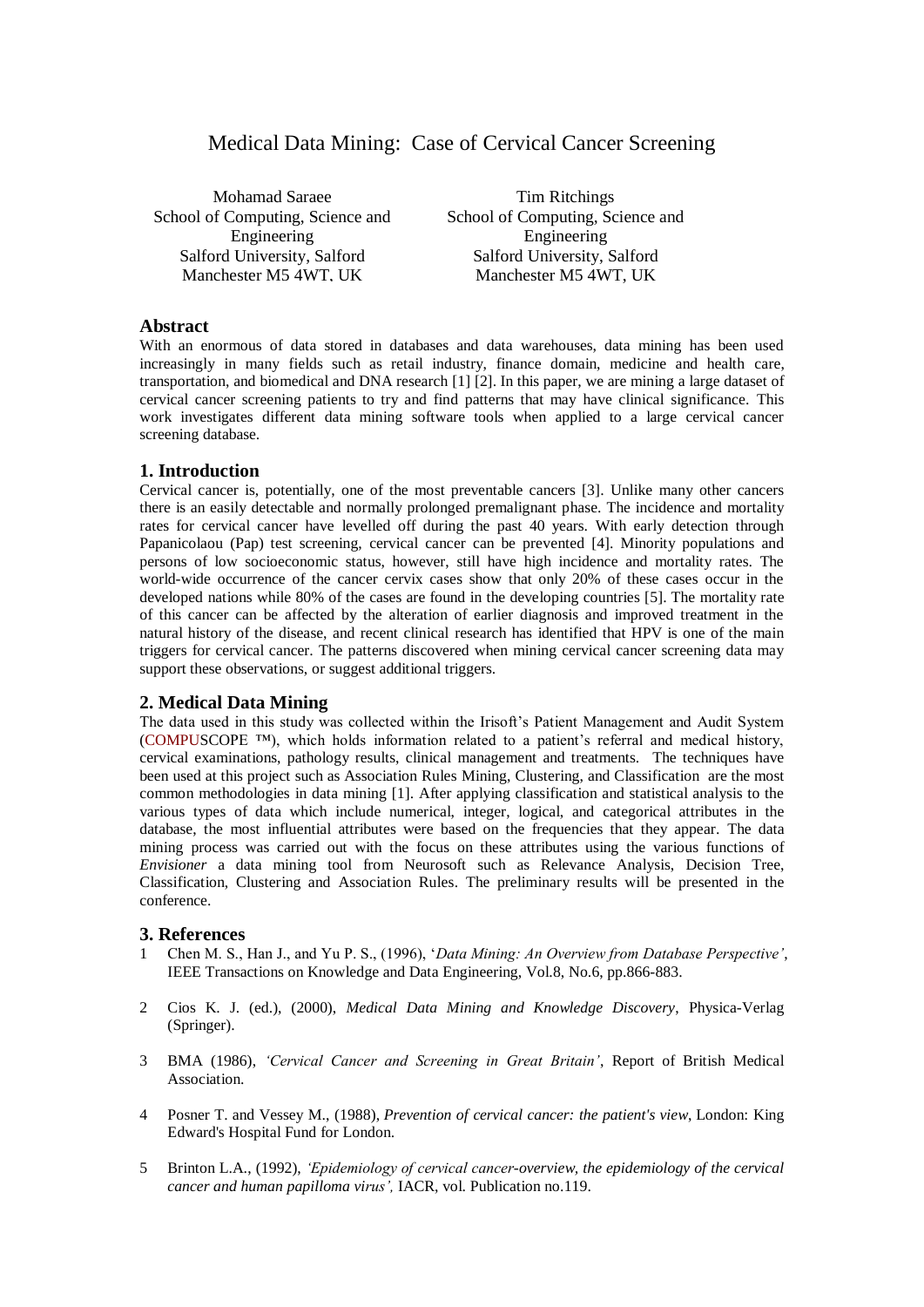# Medical Data Mining: Case of Cervical Cancer Screening

Mohamad Saraee
School of Computing, Science and Engineering
Salford University, Salford
Manchester M5 4WT, UK

Tim Ritchings
School of Computing, Science and Engineering
Salford University, Salford
Manchester M5 4WT, UK

## Abstract

With an enormous of data stored in databases and data warehouses, data mining has been used increasingly in many fields such as retail industry, finance domain, medicine and health care, transportation, and biomedical and DNA research [1] [2]. In this paper, we are mining a large dataset of cervical cancer screening patients to try and find patterns that may have clinical significance. This work investigates different data mining software tools when applied to a large cervical cancer screening database.

## 1. Introduction

Cervical cancer is, potentially, one of the most preventable cancers [3]. Unlike many other cancers there is an easily detectable and normally prolonged premalignant phase. The incidence and mortality rates for cervical cancer have levelled off during the past 40 years. With early detection through Papanicolaou (Pap) test screening, cervical cancer can be prevented [4]. Minority populations and persons of low socioeconomic status, however, still have high incidence and mortality rates. The world-wide occurrence of the cancer cervix cases show that only 20% of these cases occur in the developed nations while 80% of the cases are found in the developing countries [5]. The mortality rate of this cancer can be affected by the alteration of earlier diagnosis and improved treatment in the natural history of the disease, and recent clinical research has identified that HPV is one of the main triggers for cervical cancer. The patterns discovered when mining cervical cancer screening data may support these observations, or suggest additional triggers.

## 2. Medical Data Mining

The data used in this study was collected within the Irisoft's Patient Management and Audit System (COMPUSCOPE ™), which holds information related to a patient's referral and medical history, cervical examinations, pathology results, clinical management and treatments. The techniques have been used at this project such as Association Rules Mining, Clustering, and Classification are the most common methodologies in data mining [1]. After applying classification and statistical analysis to the various types of data which include numerical, integer, logical, and categorical attributes in the database, the most influential attributes were based on the frequencies that they appear. The data mining process was carried out with the focus on these attributes using the various functions of *Envisioner* a data mining tool from Neurosoft such as Relevance Analysis, Decision Tree, Classification, Clustering and Association Rules. The preliminary results will be presented in the conference.

## 3. References

1. Chen M. S., Han J., and Yu P. S., (1996), '*Data Mining: An Overview from Database Perspective'*, IEEE Transactions on Knowledge and Data Engineering, Vol.8, No.6, pp.866-883.
2. Cios K. J. (ed.), (2000), *Medical Data Mining and Knowledge Discovery*, Physica-Verlag (Springer).
3. BMA (1986), *'Cervical Cancer and Screening in Great Britain'*, Report of British Medical Association.
4. Posner T. and Vessey M., (1988), *Prevention of cervical cancer: the patient's view*, London: King Edward's Hospital Fund for London.
5. Brinton L.A., (1992), *'Epidemiology of cervical cancer-overview, the epidemiology of the cervical cancer and human papilloma virus',* IACR, vol. Publication no.119.